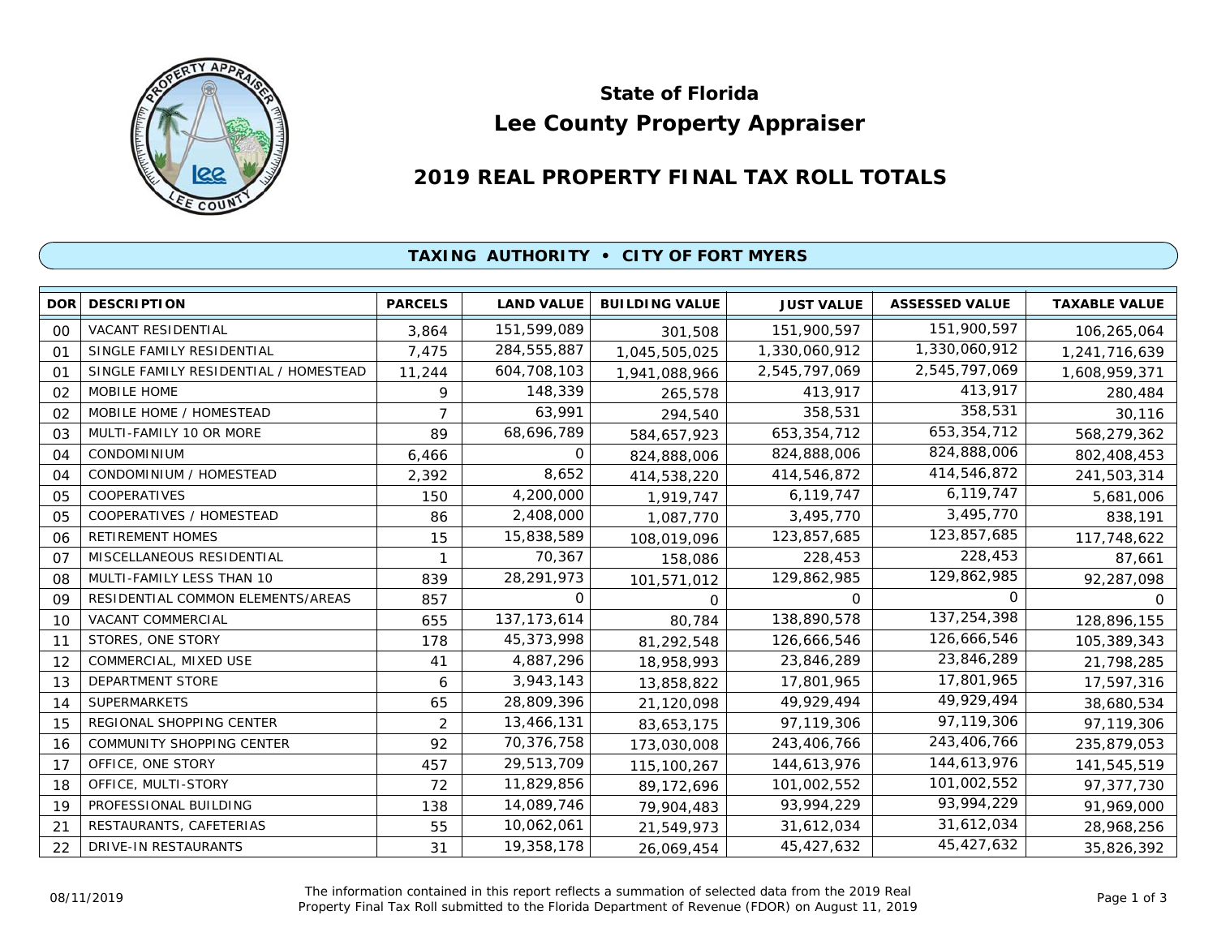# State of Florida
# Lee County Property Appraiser

## 2019 REAL PROPERTY FINAL TAX ROLL TOTALS

### TAXING AUTHORITY • CITY OF FORT MYERS

| DOR | DESCRIPTION | PARCELS | LAND VALUE | BUILDING VALUE | JUST VALUE | ASSESSED VALUE | TAXABLE VALUE |
|---|---|---|---|---|---|---|---|
| 00 | VACANT RESIDENTIAL | 3,864 | 151,599,089 | 301,508 | 151,900,597 | 151,900,597 | 106,265,064 |
| 01 | SINGLE FAMILY RESIDENTIAL | 7,475 | 284,555,887 | 1,045,505,025 | 1,330,060,912 | 1,330,060,912 | 1,241,716,639 |
| 01 | SINGLE FAMILY RESIDENTIAL / HOMESTEAD | 11,244 | 604,708,103 | 1,941,088,966 | 2,545,797,069 | 2,545,797,069 | 1,608,959,371 |
| 02 | MOBILE HOME | 9 | 148,339 | 265,578 | 413,917 | 413,917 | 280,484 |
| 02 | MOBILE HOME / HOMESTEAD | 7 | 63,991 | 294,540 | 358,531 | 358,531 | 30,116 |
| 03 | MULTI-FAMILY 10 OR MORE | 89 | 68,696,789 | 584,657,923 | 653,354,712 | 653,354,712 | 568,279,362 |
| 04 | CONDOMINIUM | 6,466 | 0 | 824,888,006 | 824,888,006 | 824,888,006 | 802,408,453 |
| 04 | CONDOMINIUM / HOMESTEAD | 2,392 | 8,652 | 414,538,220 | 414,546,872 | 414,546,872 | 241,503,314 |
| 05 | COOPERATIVES | 150 | 4,200,000 | 1,919,747 | 6,119,747 | 6,119,747 | 5,681,006 |
| 05 | COOPERATIVES / HOMESTEAD | 86 | 2,408,000 | 1,087,770 | 3,495,770 | 3,495,770 | 838,191 |
| 06 | RETIREMENT HOMES | 15 | 15,838,589 | 108,019,096 | 123,857,685 | 123,857,685 | 117,748,622 |
| 07 | MISCELLANEOUS RESIDENTIAL | 1 | 70,367 | 158,086 | 228,453 | 228,453 | 87,661 |
| 08 | MULTI-FAMILY LESS THAN 10 | 839 | 28,291,973 | 101,571,012 | 129,862,985 | 129,862,985 | 92,287,098 |
| 09 | RESIDENTIAL COMMON ELEMENTS/AREAS | 857 | 0 | 0 | 0 | 0 | 0 |
| 10 | VACANT COMMERCIAL | 655 | 137,173,614 | 80,784 | 138,890,578 | 137,254,398 | 128,896,155 |
| 11 | STORES, ONE STORY | 178 | 45,373,998 | 81,292,548 | 126,666,546 | 126,666,546 | 105,389,343 |
| 12 | COMMERCIAL, MIXED USE | 41 | 4,887,296 | 18,958,993 | 23,846,289 | 23,846,289 | 21,798,285 |
| 13 | DEPARTMENT STORE | 6 | 3,943,143 | 13,858,822 | 17,801,965 | 17,801,965 | 17,597,316 |
| 14 | SUPERMARKETS | 65 | 28,809,396 | 21,120,098 | 49,929,494 | 49,929,494 | 38,680,534 |
| 15 | REGIONAL SHOPPING CENTER | 2 | 13,466,131 | 83,653,175 | 97,119,306 | 97,119,306 | 97,119,306 |
| 16 | COMMUNITY SHOPPING CENTER | 92 | 70,376,758 | 173,030,008 | 243,406,766 | 243,406,766 | 235,879,053 |
| 17 | OFFICE, ONE STORY | 457 | 29,513,709 | 115,100,267 | 144,613,976 | 144,613,976 | 141,545,519 |
| 18 | OFFICE, MULTI-STORY | 72 | 11,829,856 | 89,172,696 | 101,002,552 | 101,002,552 | 97,377,730 |
| 19 | PROFESSIONAL BUILDING | 138 | 14,089,746 | 79,904,483 | 93,994,229 | 93,994,229 | 91,969,000 |
| 21 | RESTAURANTS, CAFETERIAS | 55 | 10,062,061 | 21,549,973 | 31,612,034 | 31,612,034 | 28,968,256 |
| 22 | DRIVE-IN RESTAURANTS | 31 | 19,358,178 | 26,069,454 | 45,427,632 | 45,427,632 | 35,826,392 |

08/11/2019

The information contained in this report reflects a summation of selected data from the 2019 Real Property Final Tax Roll submitted to the Florida Department of Revenue (FDOR) on August 11, 2019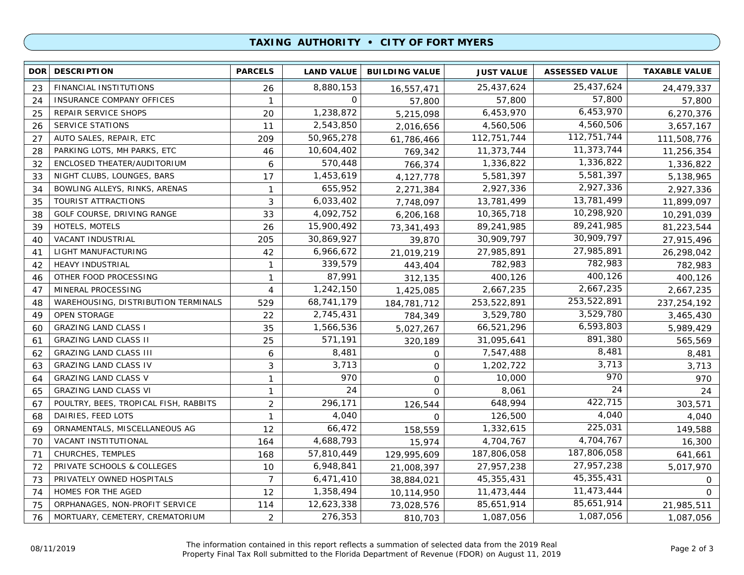## TAXING AUTHORITY • CITY OF FORT MYERS

| DOR | DESCRIPTION | PARCELS | LAND VALUE | BUILDING VALUE | JUST VALUE | ASSESSED VALUE | TAXABLE VALUE |
|---|---|---|---|---|---|---|---|
| 23 | FINANCIAL INSTITUTIONS | 26 | 8,880,153 | 16,557,471 | 25,437,624 | 25,437,624 | 24,479,337 |
| 24 | INSURANCE COMPANY OFFICES | 1 | 0 | 57,800 | 57,800 | 57,800 | 57,800 |
| 25 | REPAIR SERVICE SHOPS | 20 | 1,238,872 | 5,215,098 | 6,453,970 | 6,453,970 | 6,270,376 |
| 26 | SERVICE STATIONS | 11 | 2,543,850 | 2,016,656 | 4,560,506 | 4,560,506 | 3,657,167 |
| 27 | AUTO SALES, REPAIR, ETC | 209 | 50,965,278 | 61,786,466 | 112,751,744 | 112,751,744 | 111,508,776 |
| 28 | PARKING LOTS, MH PARKS, ETC | 46 | 10,604,402 | 769,342 | 11,373,744 | 11,373,744 | 11,256,354 |
| 32 | ENCLOSED THEATER/AUDITORIUM | 6 | 570,448 | 766,374 | 1,336,822 | 1,336,822 | 1,336,822 |
| 33 | NIGHT CLUBS, LOUNGES, BARS | 17 | 1,453,619 | 4,127,778 | 5,581,397 | 5,581,397 | 5,138,965 |
| 34 | BOWLING ALLEYS, RINKS, ARENAS | 1 | 655,952 | 2,271,384 | 2,927,336 | 2,927,336 | 2,927,336 |
| 35 | TOURIST ATTRACTIONS | 3 | 6,033,402 | 7,748,097 | 13,781,499 | 13,781,499 | 11,899,097 |
| 38 | GOLF COURSE, DRIVING RANGE | 33 | 4,092,752 | 6,206,168 | 10,365,718 | 10,298,920 | 10,291,039 |
| 39 | HOTELS, MOTELS | 26 | 15,900,492 | 73,341,493 | 89,241,985 | 89,241,985 | 81,223,544 |
| 40 | VACANT INDUSTRIAL | 205 | 30,869,927 | 39,870 | 30,909,797 | 30,909,797 | 27,915,496 |
| 41 | LIGHT MANUFACTURING | 42 | 6,966,672 | 21,019,219 | 27,985,891 | 27,985,891 | 26,298,042 |
| 42 | HEAVY INDUSTRIAL | 1 | 339,579 | 443,404 | 782,983 | 782,983 | 782,983 |
| 46 | OTHER FOOD PROCESSING | 1 | 87,991 | 312,135 | 400,126 | 400,126 | 400,126 |
| 47 | MINERAL PROCESSING | 4 | 1,242,150 | 1,425,085 | 2,667,235 | 2,667,235 | 2,667,235 |
| 48 | WAREHOUSING, DISTRIBUTION TERMINALS | 529 | 68,741,179 | 184,781,712 | 253,522,891 | 253,522,891 | 237,254,192 |
| 49 | OPEN STORAGE | 22 | 2,745,431 | 784,349 | 3,529,780 | 3,529,780 | 3,465,430 |
| 60 | GRAZING LAND CLASS I | 35 | 1,566,536 | 5,027,267 | 66,521,296 | 6,593,803 | 5,989,429 |
| 61 | GRAZING LAND CLASS II | 25 | 571,191 | 320,189 | 31,095,641 | 891,380 | 565,569 |
| 62 | GRAZING LAND CLASS III | 6 | 8,481 | 0 | 7,547,488 | 8,481 | 8,481 |
| 63 | GRAZING LAND CLASS IV | 3 | 3,713 | 0 | 1,202,722 | 3,713 | 3,713 |
| 64 | GRAZING LAND CLASS V | 1 | 970 | 0 | 10,000 | 970 | 970 |
| 65 | GRAZING LAND CLASS VI | 1 | 24 | 0 | 8,061 | 24 | 24 |
| 67 | POULTRY, BEES, TROPICAL FISH, RABBITS | 2 | 296,171 | 126,544 | 648,994 | 422,715 | 303,571 |
| 68 | DAIRIES, FEED LOTS | 1 | 4,040 | 0 | 126,500 | 4,040 | 4,040 |
| 69 | ORNAMENTALS, MISCELLANEOUS AG | 12 | 66,472 | 158,559 | 1,332,615 | 225,031 | 149,588 |
| 70 | VACANT INSTITUTIONAL | 164 | 4,688,793 | 15,974 | 4,704,767 | 4,704,767 | 16,300 |
| 71 | CHURCHES, TEMPLES | 168 | 57,810,449 | 129,995,609 | 187,806,058 | 187,806,058 | 641,661 |
| 72 | PRIVATE SCHOOLS & COLLEGES | 10 | 6,948,841 | 21,008,397 | 27,957,238 | 27,957,238 | 5,017,970 |
| 73 | PRIVATELY OWNED HOSPITALS | 7 | 6,471,410 | 38,884,021 | 45,355,431 | 45,355,431 | 0 |
| 74 | HOMES FOR THE AGED | 12 | 1,358,494 | 10,114,950 | 11,473,444 | 11,473,444 | 0 |
| 75 | ORPHANAGES, NON-PROFIT SERVICE | 114 | 12,623,338 | 73,028,576 | 85,651,914 | 85,651,914 | 21,985,511 |
| 76 | MORTUARY, CEMETERY, CREMATORIUM | 2 | 276,353 | 810,703 | 1,087,056 | 1,087,056 | 1,087,056 |

08/11/2019

The information contained in this report reflects a summation of selected data from the 2019 Real Property Final Tax Roll submitted to the Florida Department of Revenue (FDOR) on August 11, 2019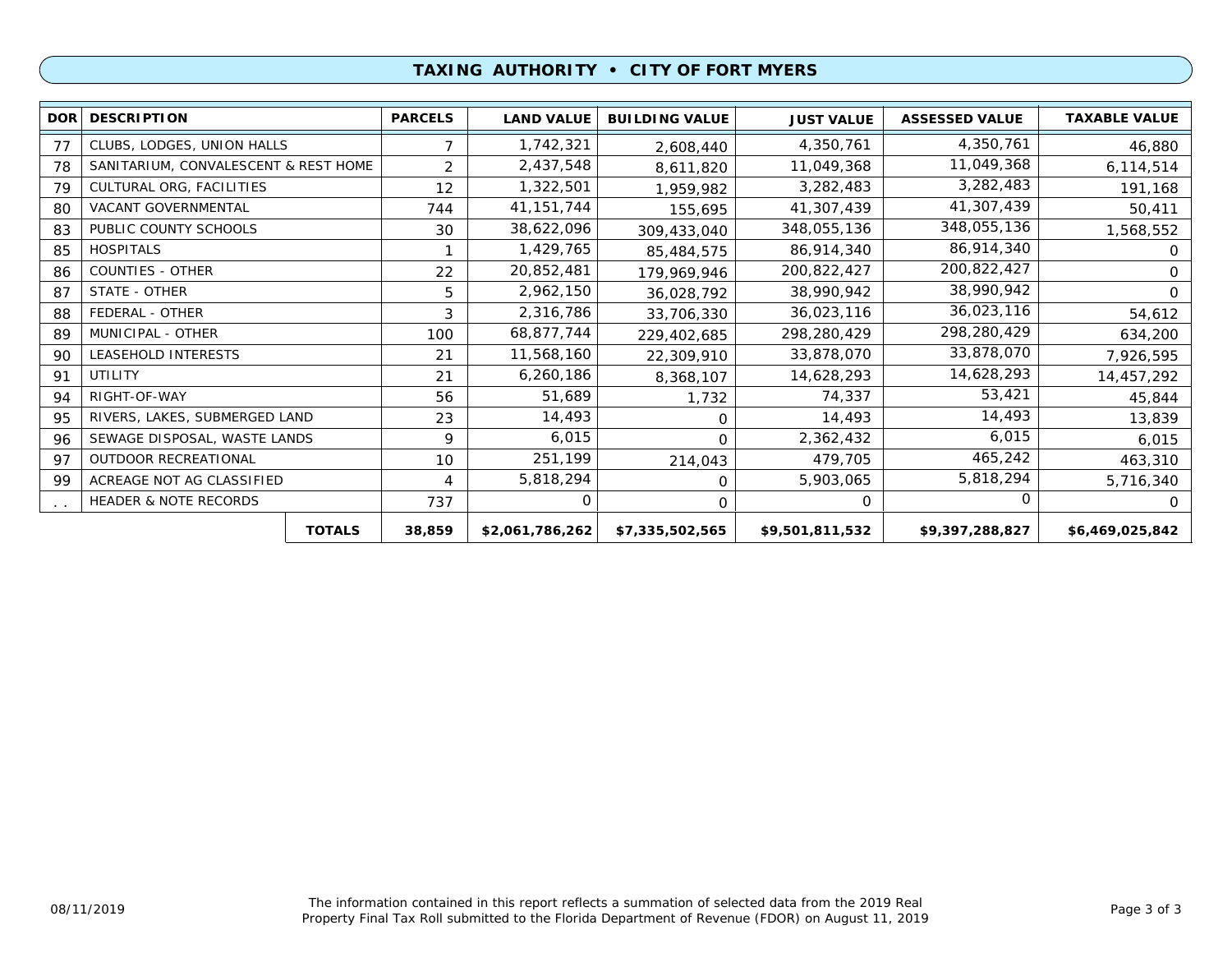## TAXING AUTHORITY • CITY OF FORT MYERS

| DOR | DESCRIPTION | PARCELS | LAND VALUE | BUILDING VALUE | JUST VALUE | ASSESSED VALUE | TAXABLE VALUE |
|---|---|---|---|---|---|---|---|
| 77 | CLUBS, LODGES, UNION HALLS | 7 | 1,742,321 | 2,608,440 | 4,350,761 | 4,350,761 | 46,880 |
| 78 | SANITARIUM, CONVALESCENT & REST HOME | 2 | 2,437,548 | 8,611,820 | 11,049,368 | 11,049,368 | 6,114,514 |
| 79 | CULTURAL ORG, FACILITIES | 12 | 1,322,501 | 1,959,982 | 3,282,483 | 3,282,483 | 191,168 |
| 80 | VACANT GOVERNMENTAL | 744 | 41,151,744 | 155,695 | 41,307,439 | 41,307,439 | 50,411 |
| 83 | PUBLIC COUNTY SCHOOLS | 30 | 38,622,096 | 309,433,040 | 348,055,136 | 348,055,136 | 1,568,552 |
| 85 | HOSPITALS | 1 | 1,429,765 | 85,484,575 | 86,914,340 | 86,914,340 | 0 |
| 86 | COUNTIES - OTHER | 22 | 20,852,481 | 179,969,946 | 200,822,427 | 200,822,427 | 0 |
| 87 | STATE - OTHER | 5 | 2,962,150 | 36,028,792 | 38,990,942 | 38,990,942 | 0 |
| 88 | FEDERAL - OTHER | 3 | 2,316,786 | 33,706,330 | 36,023,116 | 36,023,116 | 54,612 |
| 89 | MUNICIPAL - OTHER | 100 | 68,877,744 | 229,402,685 | 298,280,429 | 298,280,429 | 634,200 |
| 90 | LEASEHOLD INTERESTS | 21 | 11,568,160 | 22,309,910 | 33,878,070 | 33,878,070 | 7,926,595 |
| 91 | UTILITY | 21 | 6,260,186 | 8,368,107 | 14,628,293 | 14,628,293 | 14,457,292 |
| 94 | RIGHT-OF-WAY | 56 | 51,689 | 1,732 | 74,337 | 53,421 | 45,844 |
| 95 | RIVERS, LAKES, SUBMERGED LAND | 23 | 14,493 | 0 | 14,493 | 14,493 | 13,839 |
| 96 | SEWAGE DISPOSAL, WASTE LANDS | 9 | 6,015 | 0 | 2,362,432 | 6,015 | 6,015 |
| 97 | OUTDOOR RECREATIONAL | 10 | 251,199 | 214,043 | 479,705 | 465,242 | 463,310 |
| 99 | ACREAGE NOT AG CLASSIFIED | 4 | 5,818,294 | 0 | 5,903,065 | 5,818,294 | 5,716,340 |
| . . | HEADER & NOTE RECORDS | 737 | 0 | 0 | 0 | 0 | 0 |
| | **TOTALS** | **38,859** | **$2,061,786,262** | **$7,335,502,565** | **$9,501,811,532** | **$9,397,288,827** | **$6,469,025,842** |

08/11/2019

The information contained in this report reflects a summation of selected data from the 2019 Real Property Final Tax Roll submitted to the Florida Department of Revenue (FDOR) on August 11, 2019